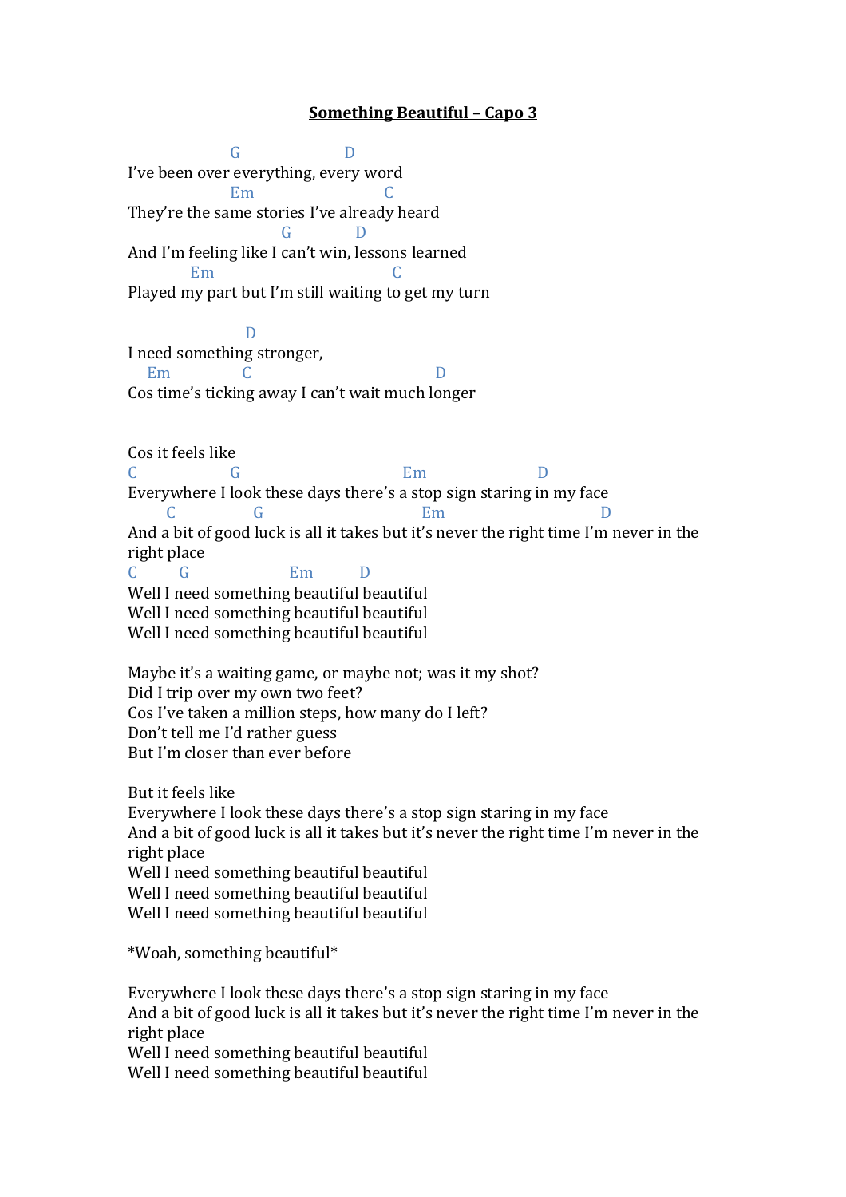# Something Beautiful – Capo 3

```
                G                    D
I've been over everything, every word
                Em                           C
They're the same stories I've already heard
                            G            D
And I'm feeling like I can't win, lessons learned
          Em                               C
Played my part but I'm still waiting to get my turn

                  D
I need something stronger,
    Em            C                              D
Cos time's ticking away I can't wait much longer


Cos it feels like
C                G                              Em                   D
Everywhere I look these days there's a stop sign staring in my face
      C              G                              Em                            D
And a bit of good luck is all it takes but it's never the right time I'm never in the
right place
C        G                  Em          D
Well I need something beautiful beautiful
Well I need something beautiful beautiful
Well I need something beautiful beautiful
```

Maybe it's a waiting game, or maybe not; was it my shot?
Did I trip over my own two feet?
Cos I've taken a million steps, how many do I left?
Don't tell me I'd rather guess
But I'm closer than ever before

But it feels like
Everywhere I look these days there's a stop sign staring in my face
And a bit of good luck is all it takes but it's never the right time I'm never in the right place
Well I need something beautiful beautiful
Well I need something beautiful beautiful
Well I need something beautiful beautiful

*Woah, something beautiful*

Everywhere I look these days there's a stop sign staring in my face
And a bit of good luck is all it takes but it's never the right time I'm never in the right place
Well I need something beautiful beautiful
Well I need something beautiful beautiful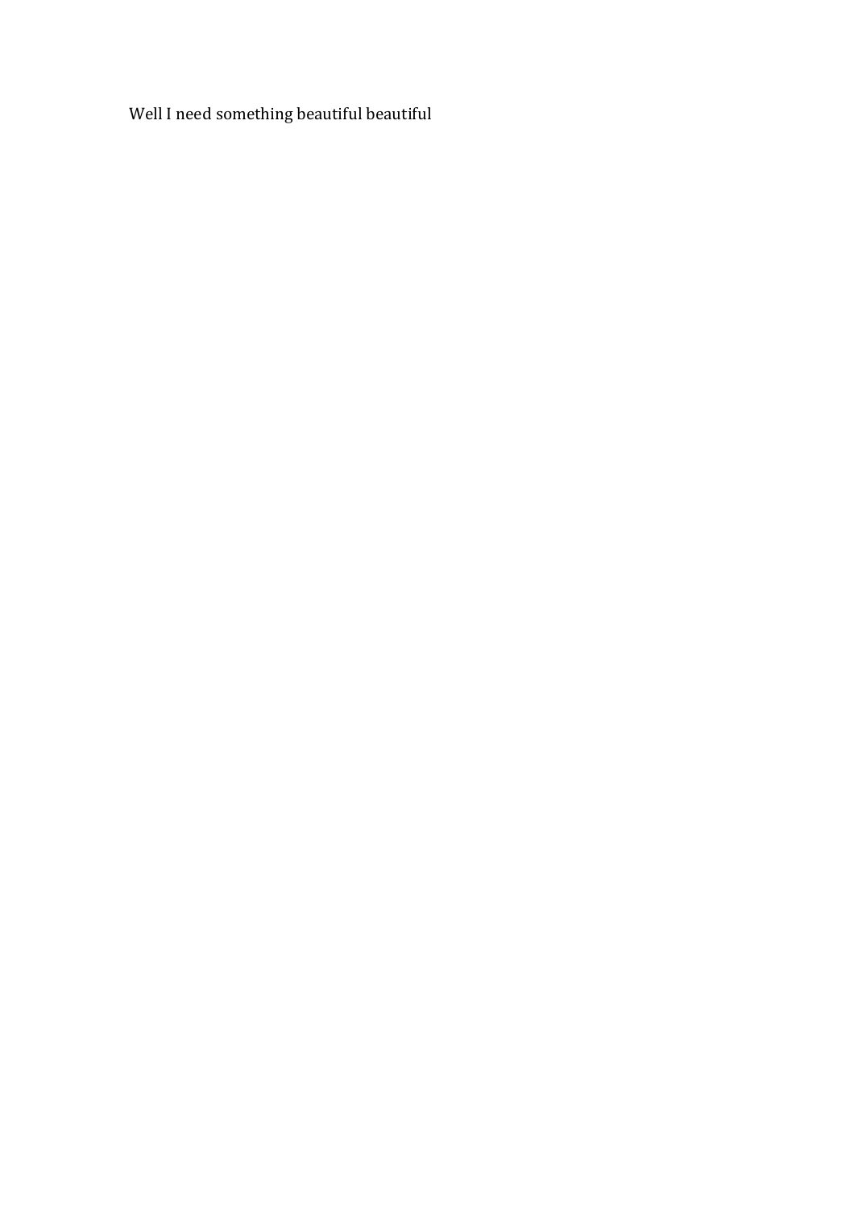Well I need something beautiful beautiful